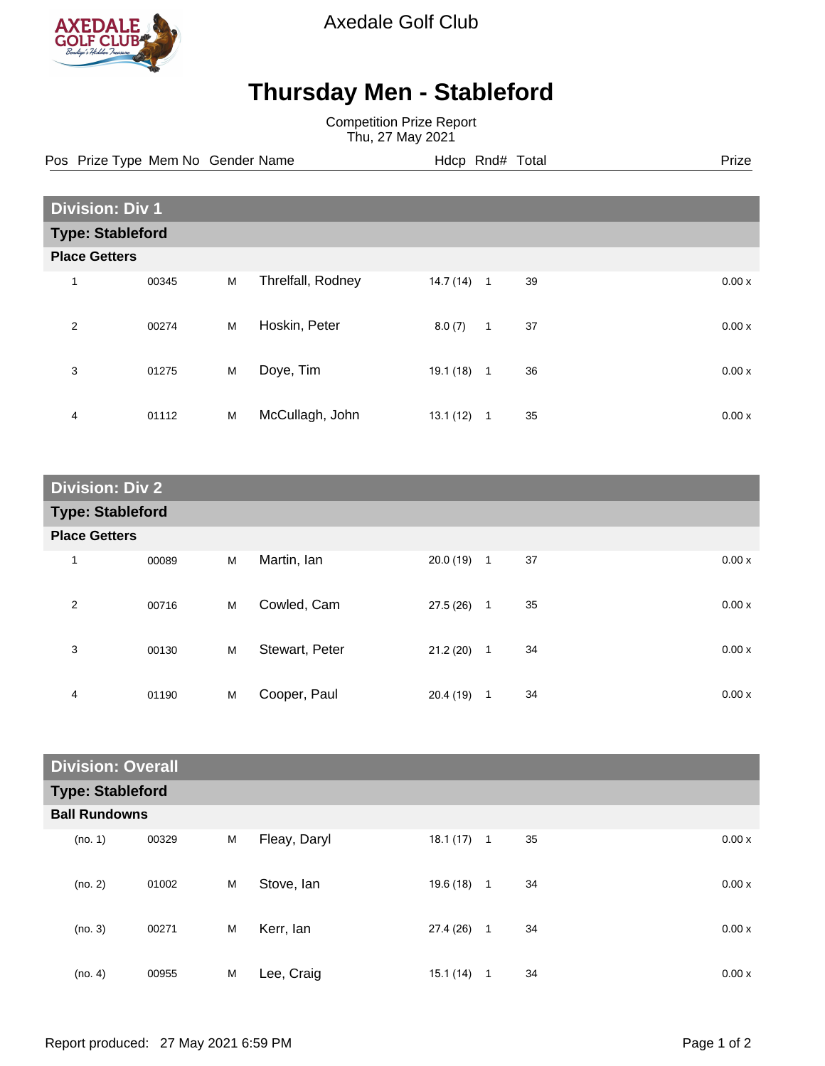Axedale Golf Club

# Thursday Men - Stableford

Competition Prize Report
Thu, 27 May 2021

## Division: Div 1

### Type: Stableford

#### Place Getters

| Pos | Prize Type | Mem No | Gender | Name | Hdcp | Rnd# | Total | Prize |
|---|---|---|---|---|---|---|---|---|
| 1 | | 00345 | M | Threlfall, Rodney | 14.7 (14) | 1 | 39 | 0.00 x |
| 2 | | 00274 | M | Hoskin, Peter | 8.0 (7) | 1 | 37 | 0.00 x |
| 3 | | 01275 | M | Doye, Tim | 19.1 (18) | 1 | 36 | 0.00 x |
| 4 | | 01112 | M | McCullagh, John | 13.1 (12) | 1 | 35 | 0.00 x |

## Division: Div 2

### Type: Stableford

#### Place Getters

| Pos | Prize Type | Mem No | Gender | Name | Hdcp | Rnd# | Total | Prize |
|---|---|---|---|---|---|---|---|---|
| 1 | | 00089 | M | Martin, Ian | 20.0 (19) | 1 | 37 | 0.00 x |
| 2 | | 00716 | M | Cowled, Cam | 27.5 (26) | 1 | 35 | 0.00 x |
| 3 | | 00130 | M | Stewart, Peter | 21.2 (20) | 1 | 34 | 0.00 x |
| 4 | | 01190 | M | Cooper, Paul | 20.4 (19) | 1 | 34 | 0.00 x |

## Division: Overall

### Type: Stableford

#### Ball Rundowns

| Pos | Prize Type | Mem No | Gender | Name | Hdcp | Rnd# | Total | Prize |
|---|---|---|---|---|---|---|---|---|
| (no. 1) | | 00329 | M | Fleay, Daryl | 18.1 (17) | 1 | 35 | 0.00 x |
| (no. 2) | | 01002 | M | Stove, Ian | 19.6 (18) | 1 | 34 | 0.00 x |
| (no. 3) | | 00271 | M | Kerr, Ian | 27.4 (26) | 1 | 34 | 0.00 x |
| (no. 4) | | 00955 | M | Lee, Craig | 15.1 (14) | 1 | 34 | 0.00 x |

Report produced: 27 May 2021 6:59 PM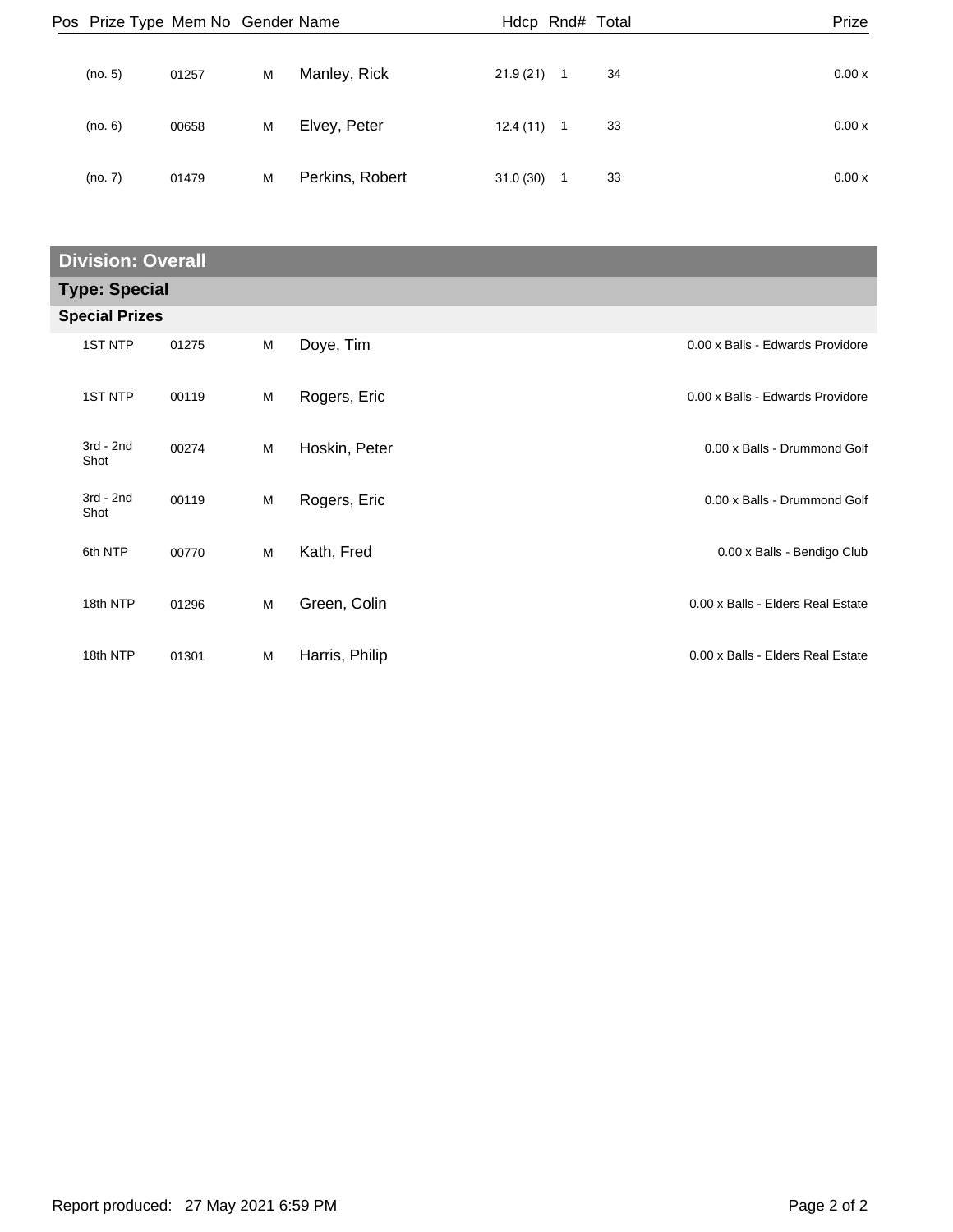| Pos | Prize Type | Mem No | Gender | Name | Hdcp | Rnd# | Total | Prize |
|---|---|---|---|---|---|---|---|---|
| | (no. 5) | 01257 | M | Manley, Rick | 21.9 (21) | 1 | 34 | 0.00 x |
| | (no. 6) | 00658 | M | Elvey, Peter | 12.4 (11) | 1 | 33 | 0.00 x |
| | (no. 7) | 01479 | M | Perkins, Robert | 31.0 (30) | 1 | 33 | 0.00 x |

## Division: Overall

### Type: Special

**Special Prizes**

| | | | | |
|---|---|---|---|---|
| 1ST NTP | 01275 | M | Doye, Tim | 0.00 x Balls - Edwards Providore |
| 1ST NTP | 00119 | M | Rogers, Eric | 0.00 x Balls - Edwards Providore |
| 3rd - 2nd Shot | 00274 | M | Hoskin, Peter | 0.00 x Balls - Drummond Golf |
| 3rd - 2nd Shot | 00119 | M | Rogers, Eric | 0.00 x Balls - Drummond Golf |
| 6th NTP | 00770 | M | Kath, Fred | 0.00 x Balls - Bendigo Club |
| 18th NTP | 01296 | M | Green, Colin | 0.00 x Balls - Elders Real Estate |
| 18th NTP | 01301 | M | Harris, Philip | 0.00 x Balls - Elders Real Estate |

Report produced: 27 May 2021 6:59 PM